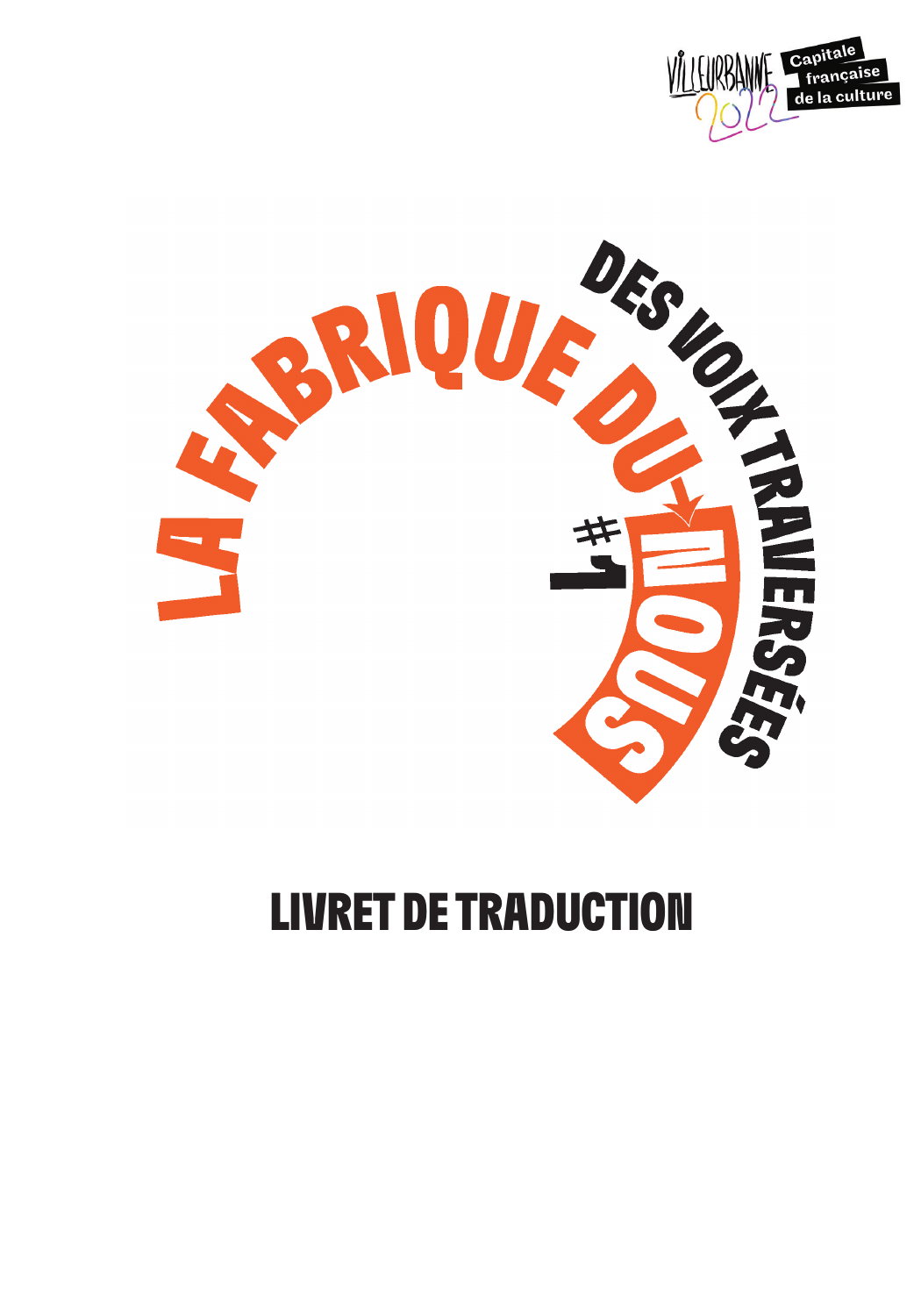Villeurbanne 2022 Capitale française de la culture

# LA FABRIQUE DU NOUS #1

## DES VOIX TRAVERSÉES

# LIVRET DE TRADUCTION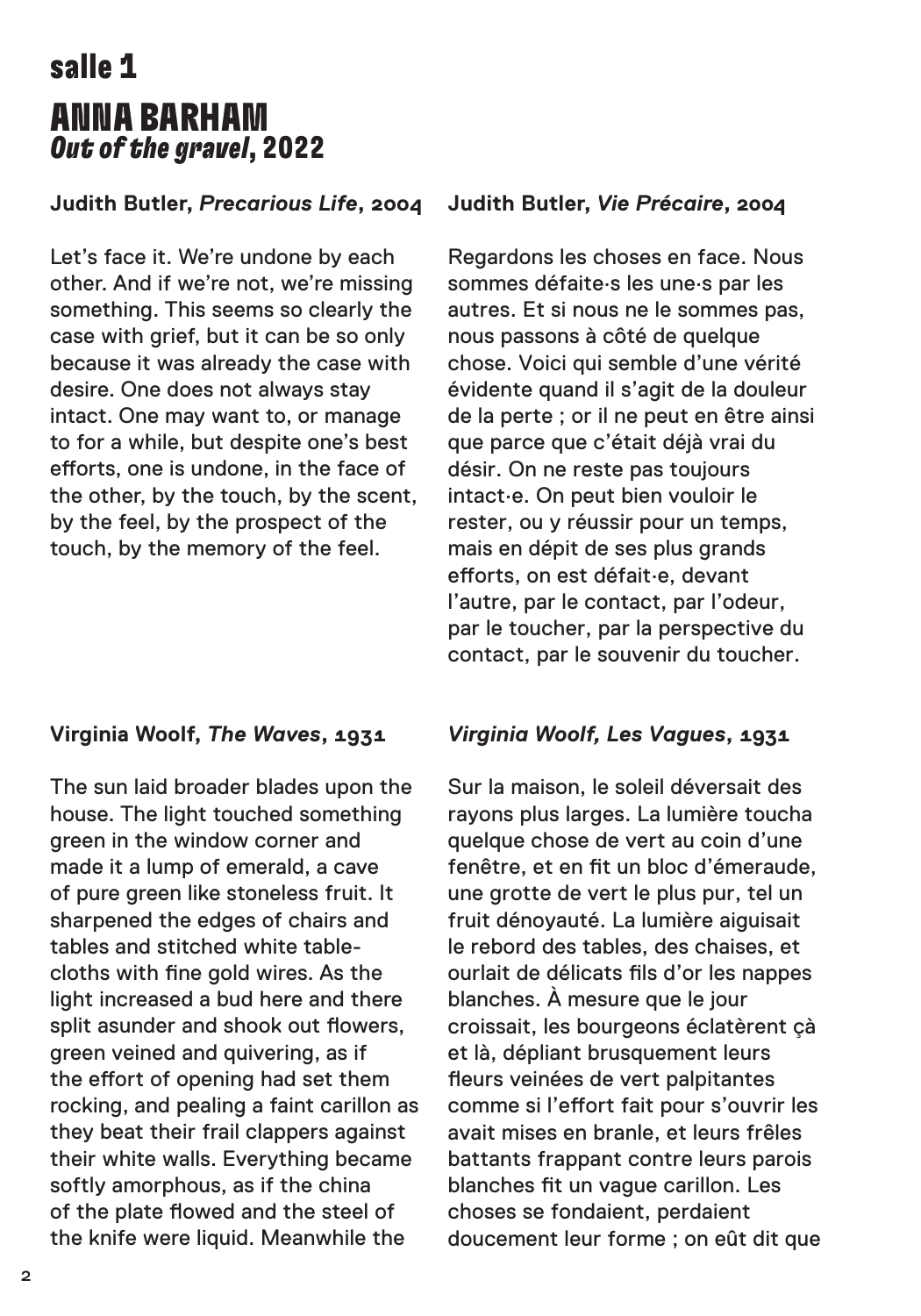# salle 1

# ANNA BARHAM
## *Out of the gravel*, 2022

**Judith Butler, *Precarious Life*, 2004**

Let's face it. We're undone by each other. And if we're not, we're missing something. This seems so clearly the case with grief, but it can be so only because it was already the case with desire. One does not always stay intact. One may want to, or manage to for a while, but despite one's best efforts, one is undone, in the face of the other, by the touch, by the scent, by the feel, by the prospect of the touch, by the memory of the feel.

**Judith Butler, *Vie Précaire*, 2004**

Regardons les choses en face. Nous sommes défaite·s les une·s par les autres. Et si nous ne le sommes pas, nous passons à côté de quelque chose. Voici qui semble d'une vérité évidente quand il s'agit de la douleur de la perte ; or il ne peut en être ainsi que parce que c'était déjà vrai du désir. On ne reste pas toujours intact·e. On peut bien vouloir le rester, ou y réussir pour un temps, mais en dépit de ses plus grands efforts, on est défait·e, devant l'autre, par le contact, par l'odeur, par le toucher, par la perspective du contact, par le souvenir du toucher.

**Virginia Woolf, *The Waves*, 1931**

The sun laid broader blades upon the house. The light touched something green in the window corner and made it a lump of emerald, a cave of pure green like stoneless fruit. It sharpened the edges of chairs and tables and stitched white table-cloths with fine gold wires. As the light increased a bud here and there split asunder and shook out flowers, green veined and quivering, as if the effort of opening had set them rocking, and pealing a faint carillon as they beat their frail clappers against their white walls. Everything became softly amorphous, as if the china of the plate flowed and the steel of the knife were liquid. Meanwhile the

***Virginia Woolf, Les Vagues*, 1931**

Sur la maison, le soleil déversait des rayons plus larges. La lumière toucha quelque chose de vert au coin d'une fenêtre, et en fit un bloc d'émeraude, une grotte de vert le plus pur, tel un fruit dénoyauté. La lumière aiguisait le rebord des tables, des chaises, et ourlait de délicats fils d'or les nappes blanches. À mesure que le jour croissait, les bourgeons éclatèrent çà et là, dépliant brusquement leurs fleurs veinées de vert palpitantes comme si l'effort fait pour s'ouvrir les avait mises en branle, et leurs frêles battants frappant contre leurs parois blanches fit un vague carillon. Les choses se fondaient, perdaient doucement leur forme ; on eût dit que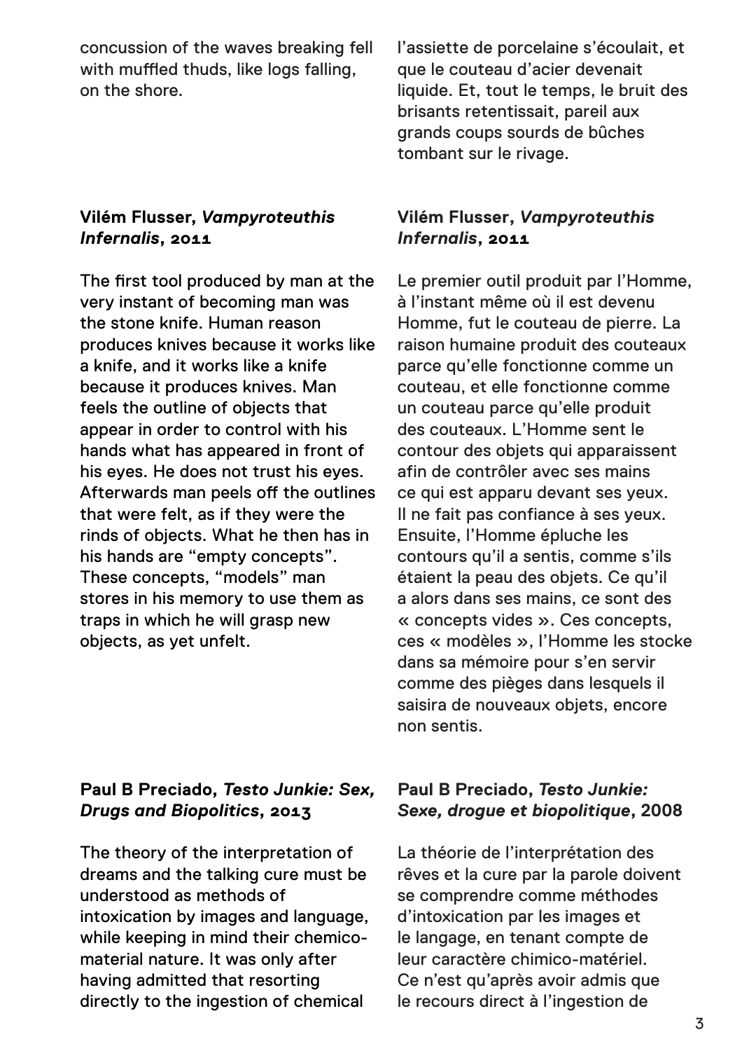concussion of the waves breaking fell with muffled thuds, like logs falling, on the shore.

l'assiette de porcelaine s'écoulait, et que le couteau d'acier devenait liquide. Et, tout le temps, le bruit des brisants retentissait, pareil aux grands coups sourds de bûches tombant sur le rivage.

### Vilém Flusser, *Vampyroteuthis Infernalis*, 2011

The first tool produced by man at the very instant of becoming man was the stone knife. Human reason produces knives because it works like a knife, and it works like a knife because it produces knives. Man feels the outline of objects that appear in order to control with his hands what has appeared in front of his eyes. He does not trust his eyes. Afterwards man peels off the outlines that were felt, as if they were the rinds of objects. What he then has in his hands are "empty concepts". These concepts, "models" man stores in his memory to use them as traps in which he will grasp new objects, as yet unfelt.

### Vilém Flusser, *Vampyroteuthis Infernalis*, 2011

Le premier outil produit par l'Homme, à l'instant même où il est devenu Homme, fut le couteau de pierre. La raison humaine produit des couteaux parce qu'elle fonctionne comme un couteau, et elle fonctionne comme un couteau parce qu'elle produit des couteaux. L'Homme sent le contour des objets qui apparaissent afin de contrôler avec ses mains ce qui est apparu devant ses yeux. Il ne fait pas confiance à ses yeux. Ensuite, l'Homme épluche les contours qu'il a sentis, comme s'ils étaient la peau des objets. Ce qu'il a alors dans ses mains, ce sont des « concepts vides ». Ces concepts, ces « modèles », l'Homme les stocke dans sa mémoire pour s'en servir comme des pièges dans lesquels il saisira de nouveaux objets, encore non sentis.

### Paul B Preciado, *Testo Junkie: Sex, Drugs and Biopolitics*, 2013

The theory of the interpretation of dreams and the talking cure must be understood as methods of intoxication by images and language, while keeping in mind their chemico-material nature. It was only after having admitted that resorting directly to the ingestion of chemical

### Paul B Preciado, *Testo Junkie: Sexe, drogue et biopolitique*, 2008

La théorie de l'interprétation des rêves et la cure par la parole doivent se comprendre comme méthodes d'intoxication par les images et le langage, en tenant compte de leur caractère chimico-matériel. Ce n'est qu'après avoir admis que le recours direct à l'ingestion de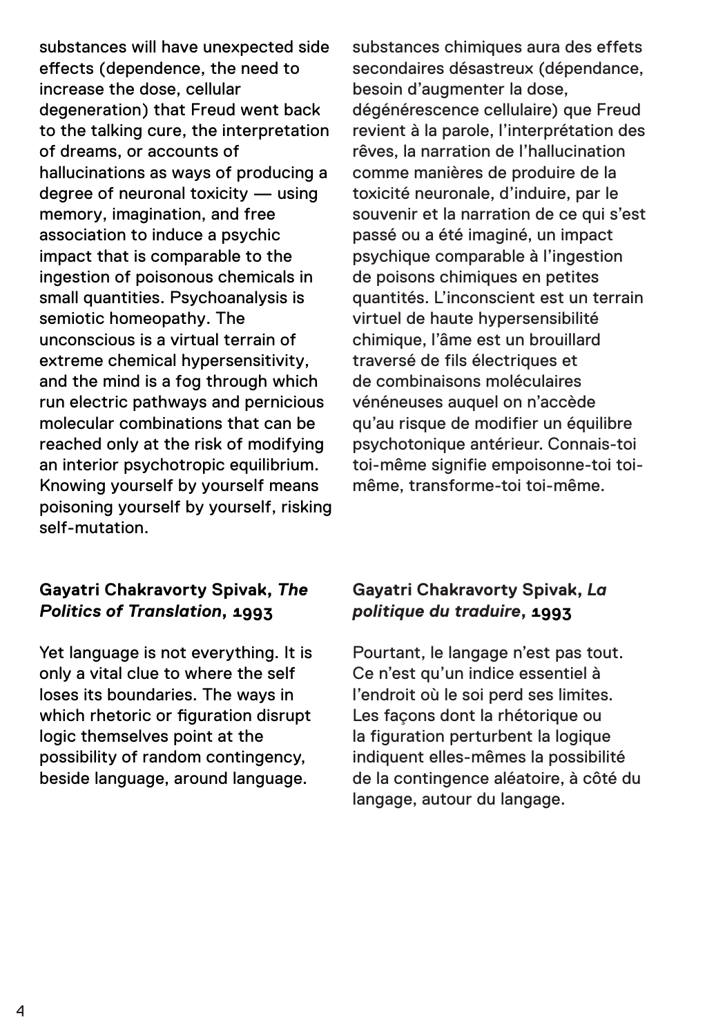substances will have unexpected side effects (dependence, the need to increase the dose, cellular degeneration) that Freud went back to the talking cure, the interpretation of dreams, or accounts of hallucinations as ways of producing a degree of neuronal toxicity — using memory, imagination, and free association to induce a psychic impact that is comparable to the ingestion of poisonous chemicals in small quantities. Psychoanalysis is semiotic homeopathy. The unconscious is a virtual terrain of extreme chemical hypersensitivity, and the mind is a fog through which run electric pathways and pernicious molecular combinations that can be reached only at the risk of modifying an interior psychotropic equilibrium. Knowing yourself by yourself means poisoning yourself by yourself, risking self-mutation.

substances chimiques aura des effets secondaires désastreux (dépendance, besoin d'augmenter la dose, dégénérescence cellulaire) que Freud revient à la parole, l'interprétation des rêves, la narration de l'hallucination comme manières de produire de la toxicité neuronale, d'induire, par le souvenir et la narration de ce qui s'est passé ou a été imaginé, un impact psychique comparable à l'ingestion de poisons chimiques en petites quantités. L'inconscient est un terrain virtuel de haute hypersensibilité chimique, l'âme est un brouillard traversé de fils électriques et de combinaisons moléculaires vénéneuses auquel on n'accède qu'au risque de modifier un équilibre psychotonique antérieur. Connais-toi toi-même signifie empoisonne-toi toi-même, transforme-toi toi-même.

**Gayatri Chakravorty Spivak, *The Politics of Translation*, 1993**

Yet language is not everything. It is only a vital clue to where the self loses its boundaries. The ways in which rhetoric or figuration disrupt logic themselves point at the possibility of random contingency, beside language, around language.

**Gayatri Chakravorty Spivak, *La politique du traduire*, 1993**

Pourtant, le langage n'est pas tout. Ce n'est qu'un indice essentiel à l'endroit où le soi perd ses limites. Les façons dont la rhétorique ou la figuration perturbent la logique indiquent elles-mêmes la possibilité de la contingence aléatoire, à côté du langage, autour du langage.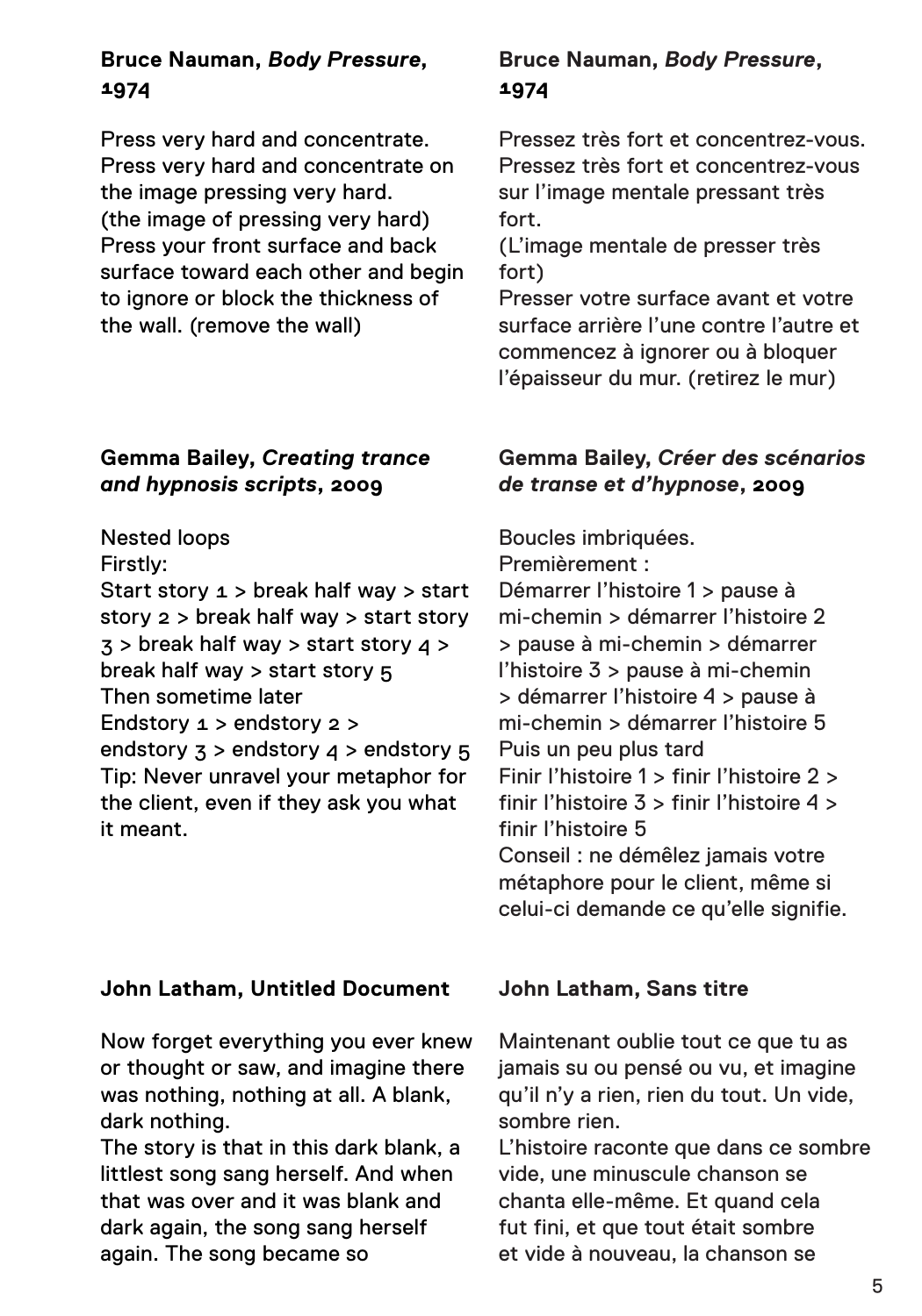**Bruce Nauman, *Body Pressure*, 1974**

Press very hard and concentrate.
Press very hard and concentrate on the image pressing very hard.
(the image of pressing very hard)
Press your front surface and back surface toward each other and begin to ignore or block the thickness of the wall. (remove the wall)

**Bruce Nauman, *Body Pressure*, 1974**

Pressez très fort et concentrez-vous.
Pressez très fort et concentrez-vous sur l'image mentale pressant très fort.
(L'image mentale de presser très fort)
Presser votre surface avant et votre surface arrière l'une contre l'autre et commencez à ignorer ou à bloquer l'épaisseur du mur. (retirez le mur)

**Gemma Bailey, *Creating trance and hypnosis scripts*, 2009**

Nested loops
Firstly:
Start story 1 > break half way > start story 2 > break half way > start story 3 > break half way > start story 4 > break half way > start story 5
Then sometime later
Endstory 1 > endstory 2 > endstory 3 > endstory 4 > endstory 5
Tip: Never unravel your metaphor for the client, even if they ask you what it meant.

**Gemma Bailey, *Créer des scénarios de transe et d'hypnose*, 2009**

Boucles imbriquées.
Premièrement :
Démarrer l'histoire 1 > pause à mi-chemin > démarrer l'histoire 2 > pause à mi-chemin > démarrer l'histoire 3 > pause à mi-chemin > démarrer l'histoire 4 > pause à mi-chemin > démarrer l'histoire 5
Puis un peu plus tard
Finir l'histoire 1 > finir l'histoire 2 > finir l'histoire 3 > finir l'histoire 4 > finir l'histoire 5
Conseil : ne démêlez jamais votre métaphore pour le client, même si celui-ci demande ce qu'elle signifie.

**John Latham, Untitled Document**

Now forget everything you ever knew or thought or saw, and imagine there was nothing, nothing at all. A blank, dark nothing.
The story is that in this dark blank, a littlest song sang herself. And when that was over and it was blank and dark again, the song sang herself again. The song became so

**John Latham, Sans titre**

Maintenant oublie tout ce que tu as jamais su ou pensé ou vu, et imagine qu'il n'y a rien, rien du tout. Un vide, sombre rien.
L'histoire raconte que dans ce sombre vide, une minuscule chanson se chanta elle-même. Et quand cela fut fini, et que tout était sombre et vide à nouveau, la chanson se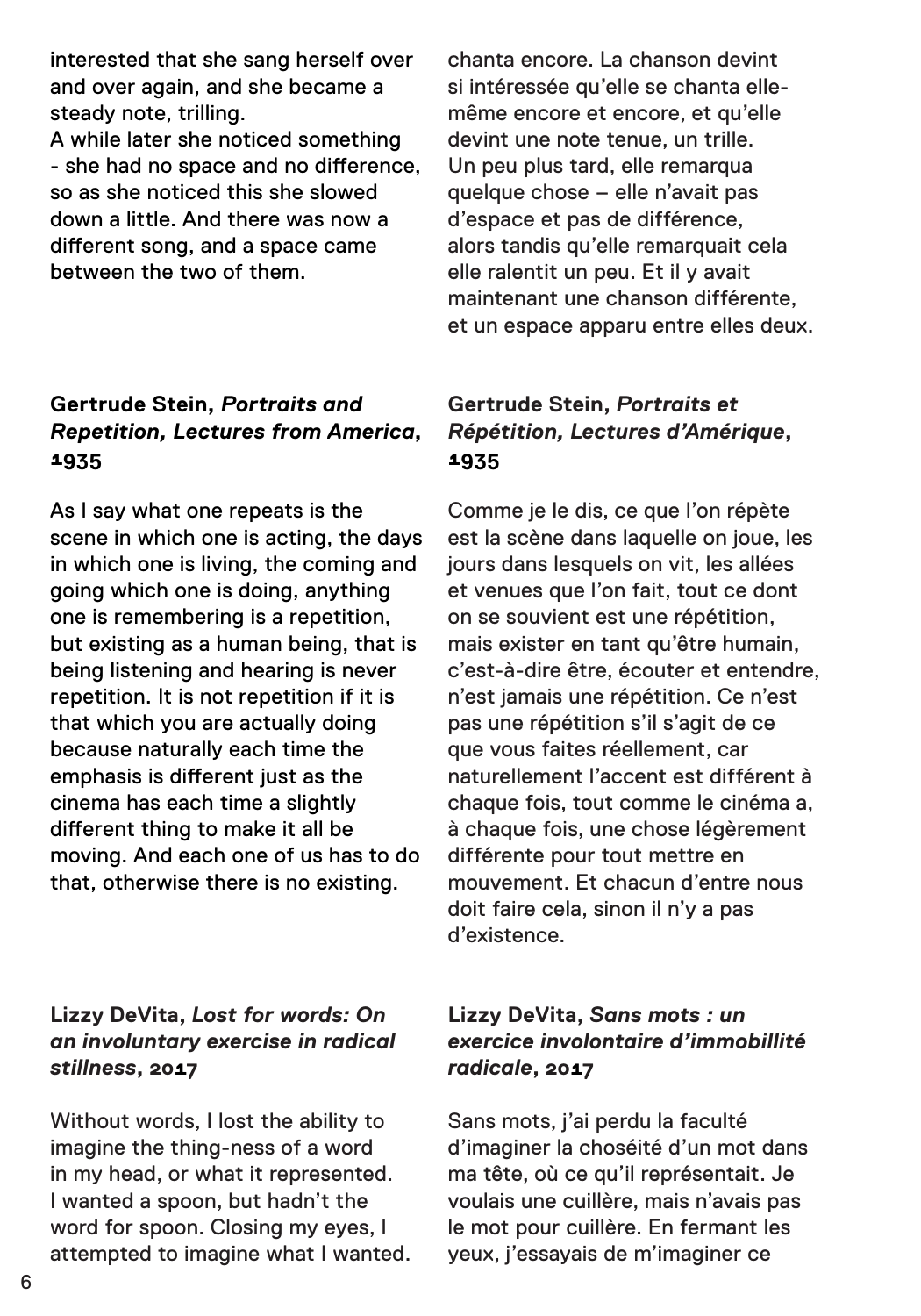interested that she sang herself over and over again, and she became a steady note, trilling.
A while later she noticed something - she had no space and no difference, so as she noticed this she slowed down a little. And there was now a different song, and a space came between the two of them.

chanta encore. La chanson devint si intéressée qu'elle se chanta elle-même encore et encore, et qu'elle devint une note tenue, un trille.
Un peu plus tard, elle remarqua quelque chose – elle n'avait pas d'espace et pas de différence, alors tandis qu'elle remarquait cela elle ralentit un peu. Et il y avait maintenant une chanson différente, et un espace apparu entre elles deux.

### Gertrude Stein, *Portraits and Repetition, Lectures from America*, 1935

As I say what one repeats is the scene in which one is acting, the days in which one is living, the coming and going which one is doing, anything one is remembering is a repetition, but existing as a human being, that is being listening and hearing is never repetition. It is not repetition if it is that which you are actually doing because naturally each time the emphasis is different just as the cinema has each time a slightly different thing to make it all be moving. And each one of us has to do that, otherwise there is no existing.

### Gertrude Stein, *Portraits et Répétition, Lectures d'Amérique*, 1935

Comme je le dis, ce que l'on répète est la scène dans laquelle on joue, les jours dans lesquels on vit, les allées et venues que l'on fait, tout ce dont on se souvient est une répétition, mais exister en tant qu'être humain, c'est-à-dire être, écouter et entendre, n'est jamais une répétition. Ce n'est pas une répétition s'il s'agit de ce que vous faites réellement, car naturellement l'accent est différent à chaque fois, tout comme le cinéma a, à chaque fois, une chose légèrement différente pour tout mettre en mouvement. Et chacun d'entre nous doit faire cela, sinon il n'y a pas d'existence.

### Lizzy DeVita, *Lost for words: On an involuntary exercise in radical stillness*, 2017

Without words, I lost the ability to imagine the thing-ness of a word in my head, or what it represented. I wanted a spoon, but hadn't the word for spoon. Closing my eyes, I attempted to imagine what I wanted.

### Lizzy DeVita, *Sans mots : un exercice involontaire d'immobillité radicale*, 2017

Sans mots, j'ai perdu la faculté d'imaginer la choséité d'un mot dans ma tête, où ce qu'il représentait. Je voulais une cuillère, mais n'avais pas le mot pour cuillère. En fermant les yeux, j'essayais de m'imaginer ce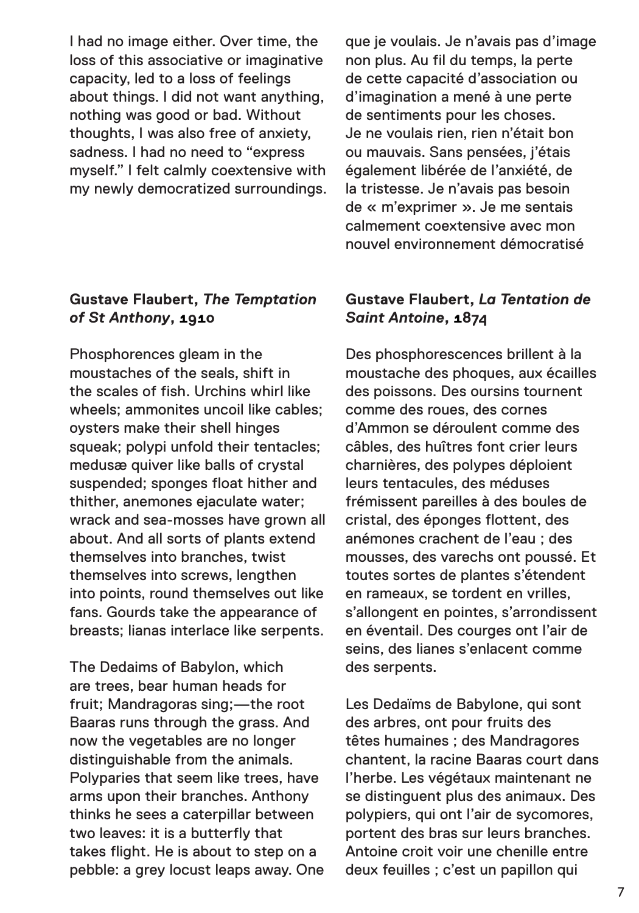I had no image either. Over time, the loss of this associative or imaginative capacity, led to a loss of feelings about things. I did not want anything, nothing was good or bad. Without thoughts, I was also free of anxiety, sadness. I had no need to "express myself." I felt calmly coextensive with my newly democratized surroundings.

que je voulais. Je n'avais pas d'image non plus. Au fil du temps, la perte de cette capacité d'association ou d'imagination a mené à une perte de sentiments pour les choses. Je ne voulais rien, rien n'était bon ou mauvais. Sans pensées, j'étais également libérée de l'anxiété, de la tristesse. Je n'avais pas besoin de « m'exprimer ». Je me sentais calmement coextensive avec mon nouvel environnement démocratisé

### Gustave Flaubert, *The Temptation of St Anthony*, 1910

Phosphorences gleam in the moustaches of the seals, shift in the scales of fish. Urchins whirl like wheels; ammonites uncoil like cables; oysters make their shell hinges squeak; polypi unfold their tentacles; medusæ quiver like balls of crystal suspended; sponges float hither and thither, anemones ejaculate water; wrack and sea-mosses have grown all about. And all sorts of plants extend themselves into branches, twist themselves into screws, lengthen into points, round themselves out like fans. Gourds take the appearance of breasts; lianas interlace like serpents.

The Dedaims of Babylon, which are trees, bear human heads for fruit; Mandragoras sing;—the root Baaras runs through the grass. And now the vegetables are no longer distinguishable from the animals. Polyparies that seem like trees, have arms upon their branches. Anthony thinks he sees a caterpillar between two leaves: it is a butterfly that takes flight. He is about to step on a pebble: a grey locust leaps away. One

### Gustave Flaubert, *La Tentation de Saint Antoine*, 1874

Des phosphorescences brillent à la moustache des phoques, aux écailles des poissons. Des oursins tournent comme des roues, des cornes d'Ammon se déroulent comme des câbles, des huîtres font crier leurs charnières, des polypes déploient leurs tentacules, des méduses frémissent pareilles à des boules de cristal, des éponges flottent, des anémones crachent de l'eau ; des mousses, des varechs ont poussé. Et toutes sortes de plantes s'étendent en rameaux, se tordent en vrilles, s'allongent en pointes, s'arrondissent en éventail. Des courges ont l'air de seins, des lianes s'enlacent comme des serpents.

Les Dedaïms de Babylone, qui sont des arbres, ont pour fruits des têtes humaines ; des Mandragores chantent, la racine Baaras court dans l'herbe. Les végétaux maintenant ne se distinguent plus des animaux. Des polypiers, qui ont l'air de sycomores, portent des bras sur leurs branches. Antoine croit voir une chenille entre deux feuilles ; c'est un papillon qui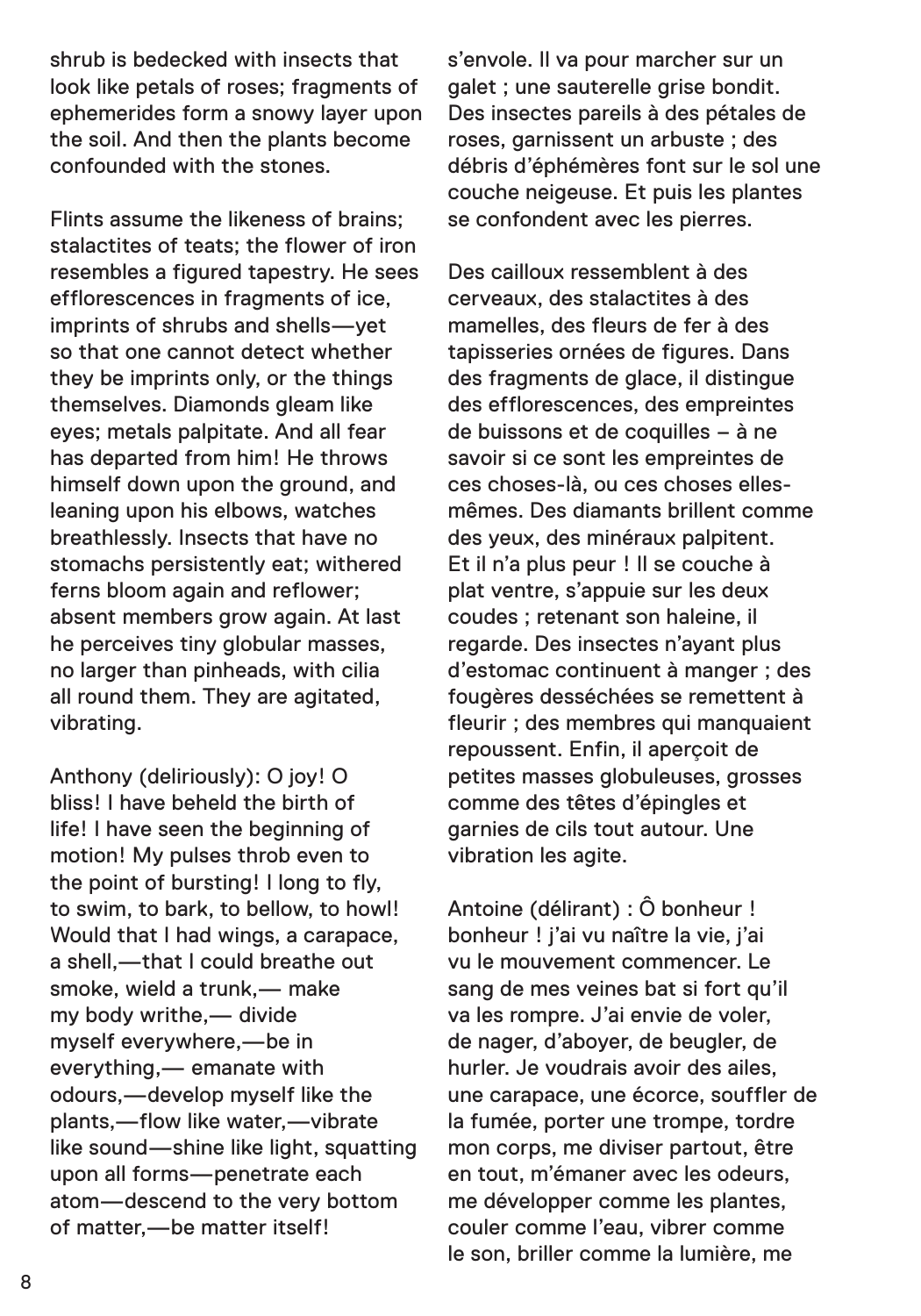shrub is bedecked with insects that look like petals of roses; fragments of ephemerides form a snowy layer upon the soil. And then the plants become confounded with the stones.

Flints assume the likeness of brains; stalactites of teats; the flower of iron resembles a figured tapestry. He sees efflorescences in fragments of ice, imprints of shrubs and shells—yet so that one cannot detect whether they be imprints only, or the things themselves. Diamonds gleam like eyes; metals palpitate. And all fear has departed from him! He throws himself down upon the ground, and leaning upon his elbows, watches breathlessly. Insects that have no stomachs persistently eat; withered ferns bloom again and reflower; absent members grow again. At last he perceives tiny globular masses, no larger than pinheads, with cilia all round them. They are agitated, vibrating.

Anthony (deliriously): O joy! O bliss! I have beheld the birth of life! I have seen the beginning of motion! My pulses throb even to the point of bursting! I long to fly, to swim, to bark, to bellow, to howl! Would that I had wings, a carapace, a shell,—that I could breathe out smoke, wield a trunk,— make my body writhe,— divide myself everywhere,—be in everything,— emanate with odours,—develop myself like the plants,—flow like water,—vibrate like sound—shine like light, squatting upon all forms—penetrate each atom—descend to the very bottom of matter,—be matter itself!

s'envole. Il va pour marcher sur un galet ; une sauterelle grise bondit. Des insectes pareils à des pétales de roses, garnissent un arbuste ; des débris d'éphémères font sur le sol une couche neigeuse. Et puis les plantes se confondent avec les pierres.

Des cailloux ressemblent à des cerveaux, des stalactites à des mamelles, des fleurs de fer à des tapisseries ornées de figures. Dans des fragments de glace, il distingue des efflorescences, des empreintes de buissons et de coquilles – à ne savoir si ce sont les empreintes de ces choses-là, ou ces choses elles-mêmes. Des diamants brillent comme des yeux, des minéraux palpitent. Et il n'a plus peur ! Il se couche à plat ventre, s'appuie sur les deux coudes ; retenant son haleine, il regarde. Des insectes n'ayant plus d'estomac continuent à manger ; des fougères desséchées se remettent à fleurir ; des membres qui manquaient repoussent. Enfin, il aperçoit de petites masses globuleuses, grosses comme des têtes d'épingles et garnies de cils tout autour. Une vibration les agite.

Antoine (délirant) : Ô bonheur ! bonheur ! j'ai vu naître la vie, j'ai vu le mouvement commencer. Le sang de mes veines bat si fort qu'il va les rompre. J'ai envie de voler, de nager, d'aboyer, de beugler, de hurler. Je voudrais avoir des ailes, une carapace, une écorce, souffler de la fumée, porter une trompe, tordre mon corps, me diviser partout, être en tout, m'émaner avec les odeurs, me développer comme les plantes, couler comme l'eau, vibrer comme le son, briller comme la lumière, me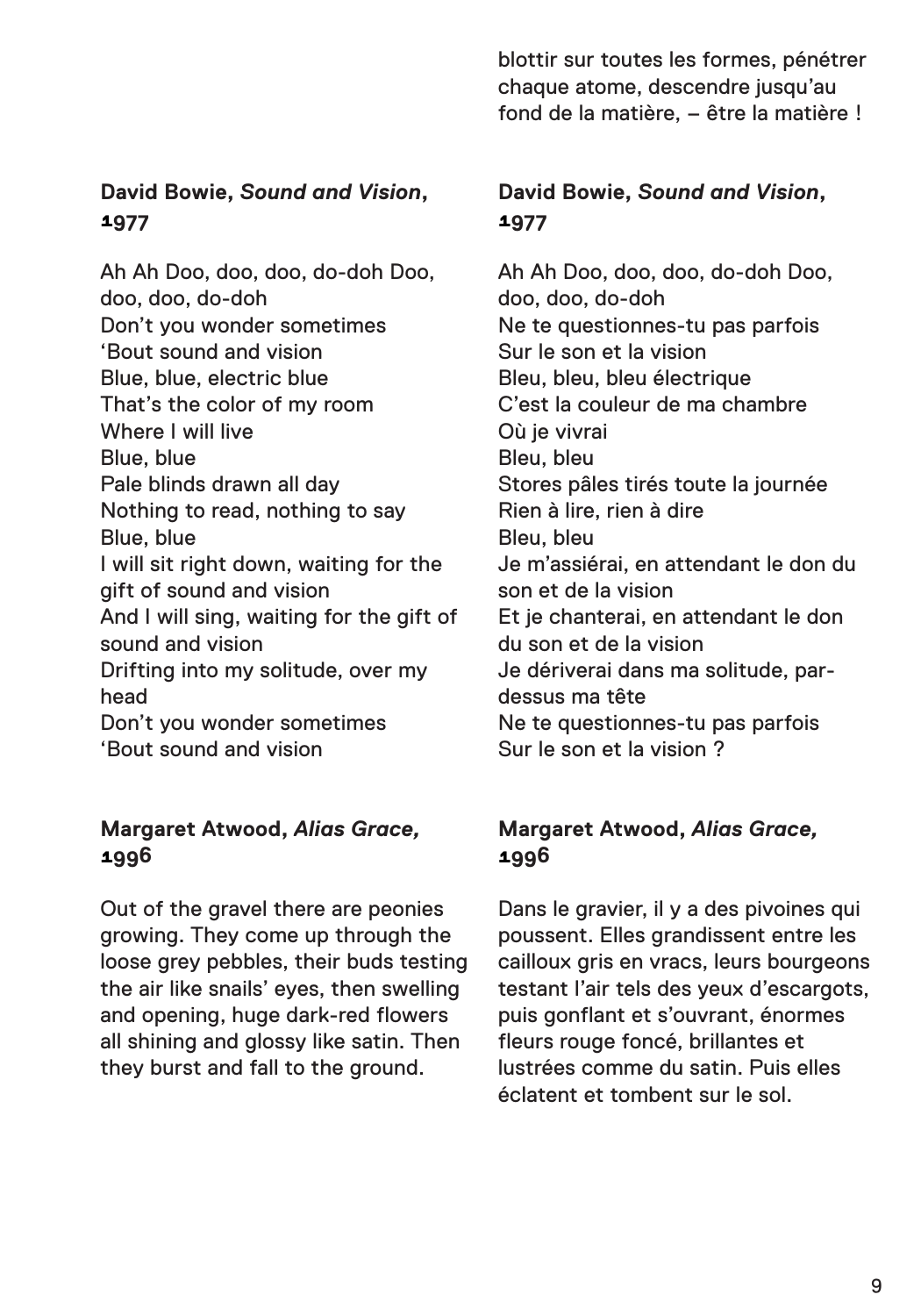blottir sur toutes les formes, pénétrer chaque atome, descendre jusqu'au fond de la matière, – être la matière !

**David Bowie, *Sound and Vision*, 1977**

Ah Ah Doo, doo, doo, do-doh Doo, doo, doo, do-doh
Don't you wonder sometimes
'Bout sound and vision
Blue, blue, electric blue
That's the color of my room
Where I will live
Blue, blue
Pale blinds drawn all day
Nothing to read, nothing to say
Blue, blue
I will sit right down, waiting for the gift of sound and vision
And I will sing, waiting for the gift of sound and vision
Drifting into my solitude, over my head
Don't you wonder sometimes
'Bout sound and vision

**David Bowie, *Sound and Vision*, 1977**

Ah Ah Doo, doo, doo, do-doh Doo, doo, doo, do-doh
Ne te questionnes-tu pas parfois
Sur le son et la vision
Bleu, bleu, bleu électrique
C'est la couleur de ma chambre
Où je vivrai
Bleu, bleu
Stores pâles tirés toute la journée
Rien à lire, rien à dire
Bleu, bleu
Je m'assiérai, en attendant le don du son et de la vision
Et je chanterai, en attendant le don du son et de la vision
Je dériverai dans ma solitude, par-dessus ma tête
Ne te questionnes-tu pas parfois
Sur le son et la vision ?

**Margaret Atwood, *Alias Grace,* 1996**

Out of the gravel there are peonies growing. They come up through the loose grey pebbles, their buds testing the air like snails' eyes, then swelling and opening, huge dark-red flowers all shining and glossy like satin. Then they burst and fall to the ground.

**Margaret Atwood, *Alias Grace,* 1996**

Dans le gravier, il y a des pivoines qui poussent. Elles grandissent entre les cailloux gris en vracs, leurs bourgeons testant l'air tels des yeux d'escargots, puis gonflant et s'ouvrant, énormes fleurs rouge foncé, brillantes et lustrées comme du satin. Puis elles éclatent et tombent sur le sol.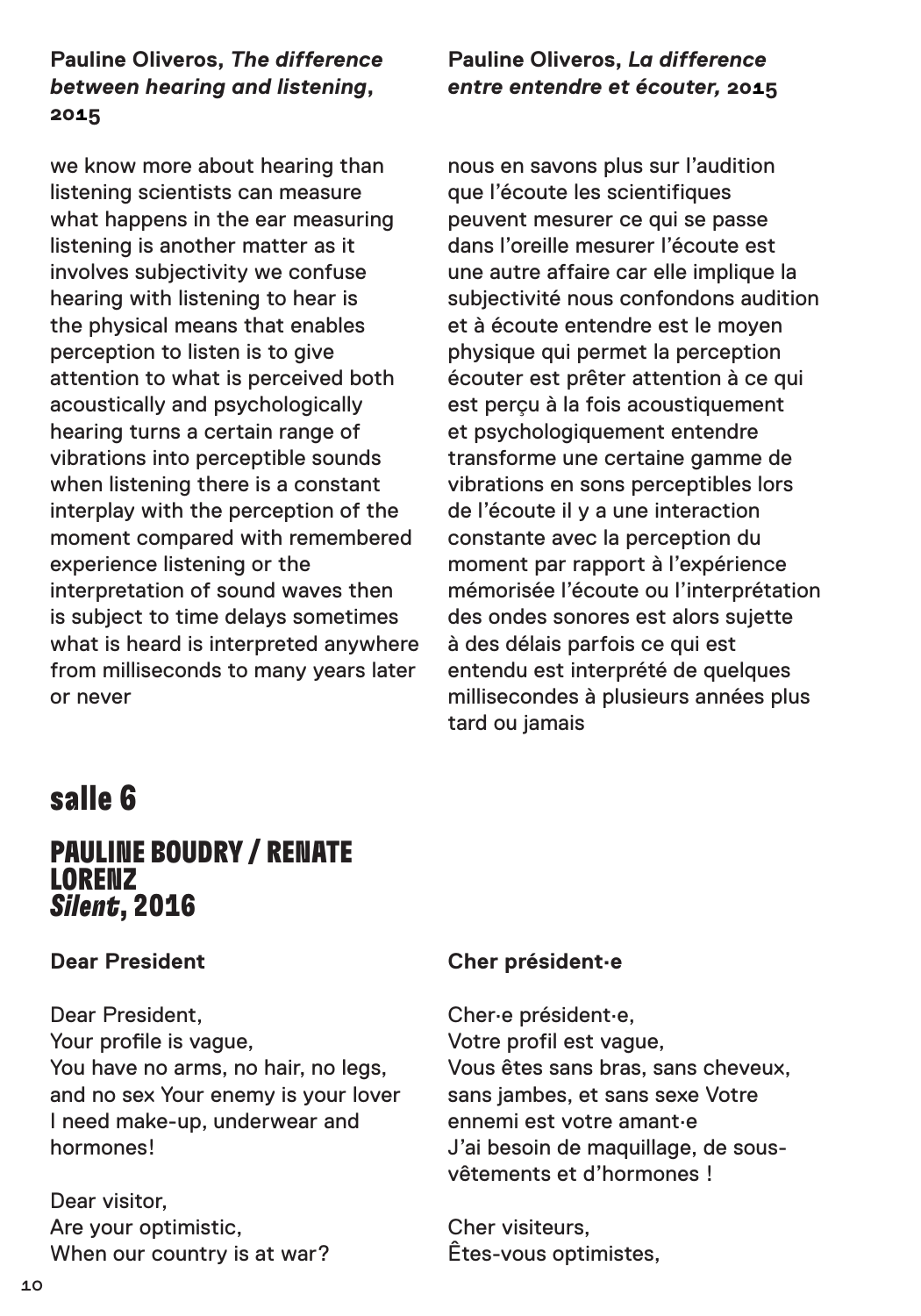**Pauline Oliveros, *The difference between hearing and listening*, 2015**

we know more about hearing than listening scientists can measure what happens in the ear measuring listening is another matter as it involves subjectivity we confuse hearing with listening to hear is the physical means that enables perception to listen is to give attention to what is perceived both acoustically and psychologically hearing turns a certain range of vibrations into perceptible sounds when listening there is a constant interplay with the perception of the moment compared with remembered experience listening or the interpretation of sound waves then is subject to time delays sometimes what is heard is interpreted anywhere from milliseconds to many years later or never

**Pauline Oliveros, *La difference entre entendre et écouter,* 2015**

nous en savons plus sur l'audition que l'écoute les scientifiques peuvent mesurer ce qui se passe dans l'oreille mesurer l'écoute est une autre affaire car elle implique la subjectivité nous confondons audition et à écoute entendre est le moyen physique qui permet la perception écouter est prêter attention à ce qui est perçu à la fois acoustiquement et psychologiquement entendre transforme une certaine gamme de vibrations en sons perceptibles lors de l'écoute il y a une interaction constante avec la perception du moment par rapport à l'expérience mémorisée l'écoute ou l'interprétation des ondes sonores est alors sujette à des délais parfois ce qui est entendu est interprété de quelques millisecondes à plusieurs années plus tard ou jamais

# salle 6

## PAULINE BOUDRY / RENATE LORENZ *Silent*, 2016

**Dear President**

Dear President,
Your profile is vague,
You have no arms, no hair, no legs, and no sex Your enemy is your lover
I need make-up, underwear and hormones!

Dear visitor,
Are your optimistic,
When our country is at war?

**Cher président·e**

Cher·e président·e,
Votre profil est vague,
Vous êtes sans bras, sans cheveux, sans jambes, et sans sexe Votre ennemi est votre amant·e
J'ai besoin de maquillage, de sous-vêtements et d'hormones !

Cher visiteurs,
Êtes-vous optimistes,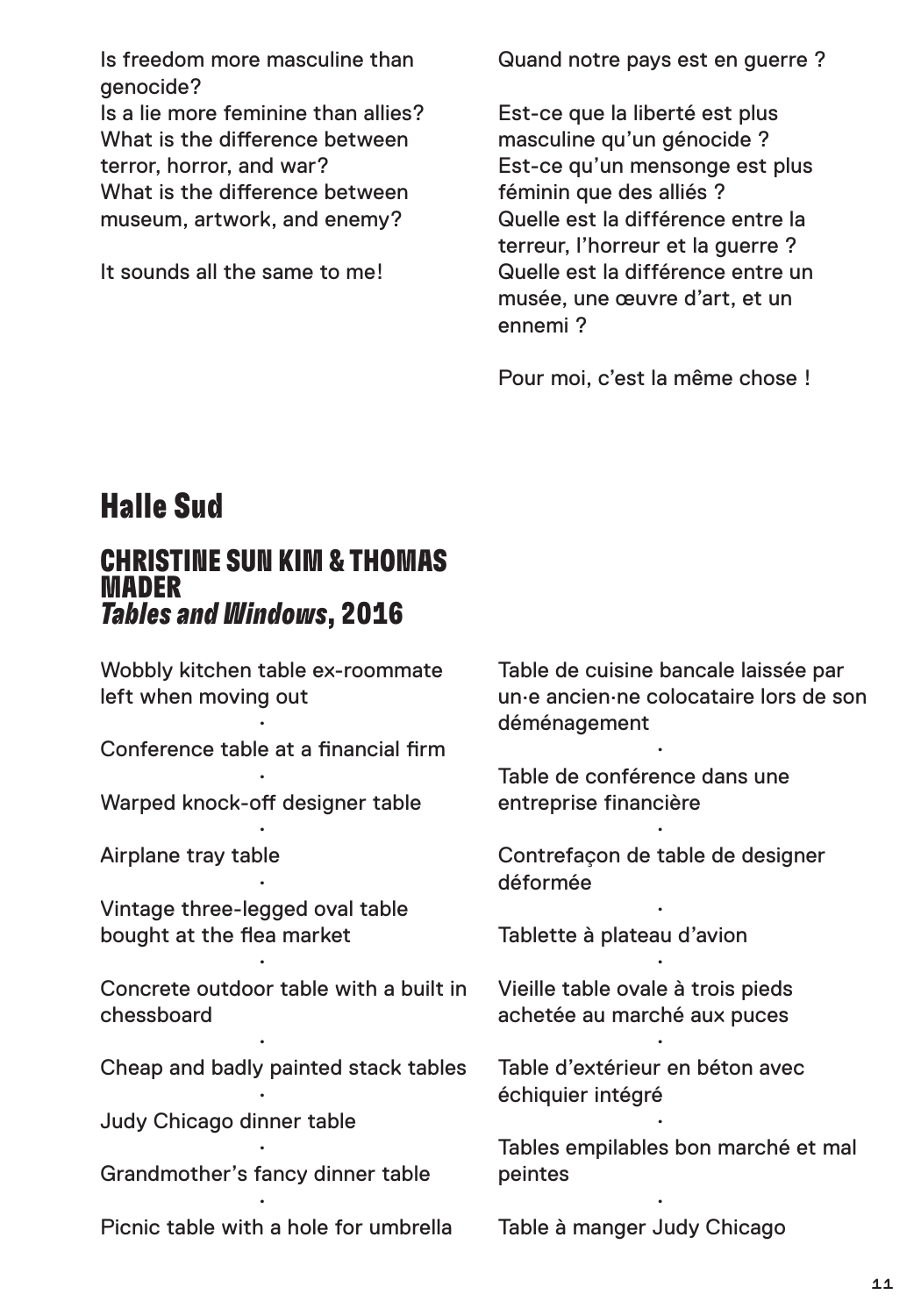Is freedom more masculine than genocide?
Is a lie more feminine than allies?
What is the difference between terror, horror, and war?
What is the difference between museum, artwork, and enemy?

It sounds all the same to me!

Quand notre pays est en guerre ?

Est-ce que la liberté est plus masculine qu'un génocide ?
Est-ce qu'un mensonge est plus féminin que des alliés ?
Quelle est la différence entre la terreur, l'horreur et la guerre ?
Quelle est la différence entre un musée, une œuvre d'art, et un ennemi ?

Pour moi, c'est la même chose !

# Halle Sud

## CHRISTINE SUN KIM & THOMAS MADER *Tables and Windows*, 2016

Wobbly kitchen table ex-roommate left when moving out

·

Conference table at a financial firm

·

Warped knock-off designer table

·

Airplane tray table

·

Vintage three-legged oval table bought at the flea market

·

Concrete outdoor table with a built in chessboard

·

Cheap and badly painted stack tables

·

Judy Chicago dinner table

·

Grandmother's fancy dinner table

·

Picnic table with a hole for umbrella

Table de cuisine bancale laissée par un·e ancien·ne colocataire lors de son déménagement

·

Table de conférence dans une entreprise financière

·

Contrefaçon de table de designer déformée

·

Tablette à plateau d'avion

·

Vieille table ovale à trois pieds achetée au marché aux puces

·

Table d'extérieur en béton avec échiquier intégré

·

Tables empilables bon marché et mal peintes

·

Table à manger Judy Chicago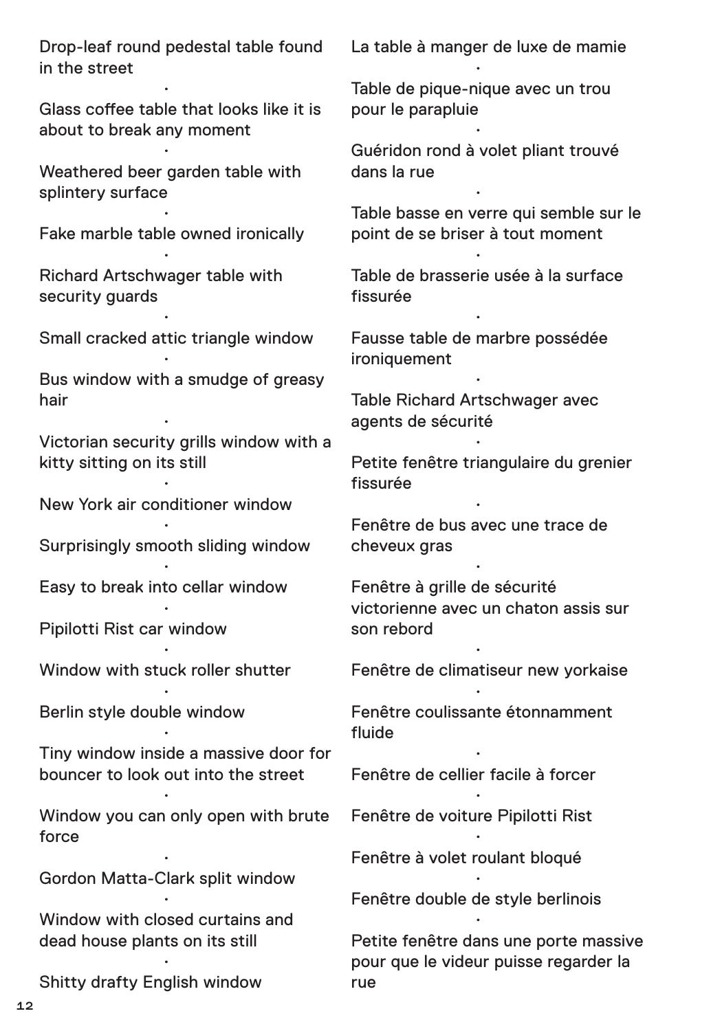Drop-leaf round pedestal table found in the street

·

Glass coffee table that looks like it is about to break any moment

·

Weathered beer garden table with splintery surface

·

Fake marble table owned ironically

·

Richard Artschwager table with security guards

·

Small cracked attic triangle window

·

Bus window with a smudge of greasy hair

·

Victorian security grills window with a kitty sitting on its still

·

New York air conditioner window

·

Surprisingly smooth sliding window

·

Easy to break into cellar window

·

Pipilotti Rist car window

·

Window with stuck roller shutter

·

Berlin style double window

·

Tiny window inside a massive door for bouncer to look out into the street

·

Window you can only open with brute force

·

Gordon Matta-Clark split window

·

Window with closed curtains and dead house plants on its still

·

Shitty drafty English window

La table à manger de luxe de mamie

·

Table de pique-nique avec un trou pour le parapluie

·

Guéridon rond à volet pliant trouvé dans la rue

·

Table basse en verre qui semble sur le point de se briser à tout moment

·

Table de brasserie usée à la surface fissurée

·

Fausse table de marbre possédée ironiquement

·

Table Richard Artschwager avec agents de sécurité

·

Petite fenêtre triangulaire du grenier fissurée

·

Fenêtre de bus avec une trace de cheveux gras

·

Fenêtre à grille de sécurité victorienne avec un chaton assis sur son rebord

·

Fenêtre de climatiseur new yorkaise

·

Fenêtre coulissante étonnamment fluide

·

Fenêtre de cellier facile à forcer

·

Fenêtre de voiture Pipilotti Rist

·

Fenêtre à volet roulant bloqué

·

Fenêtre double de style berlinois

·

Petite fenêtre dans une porte massive pour que le videur puisse regarder la rue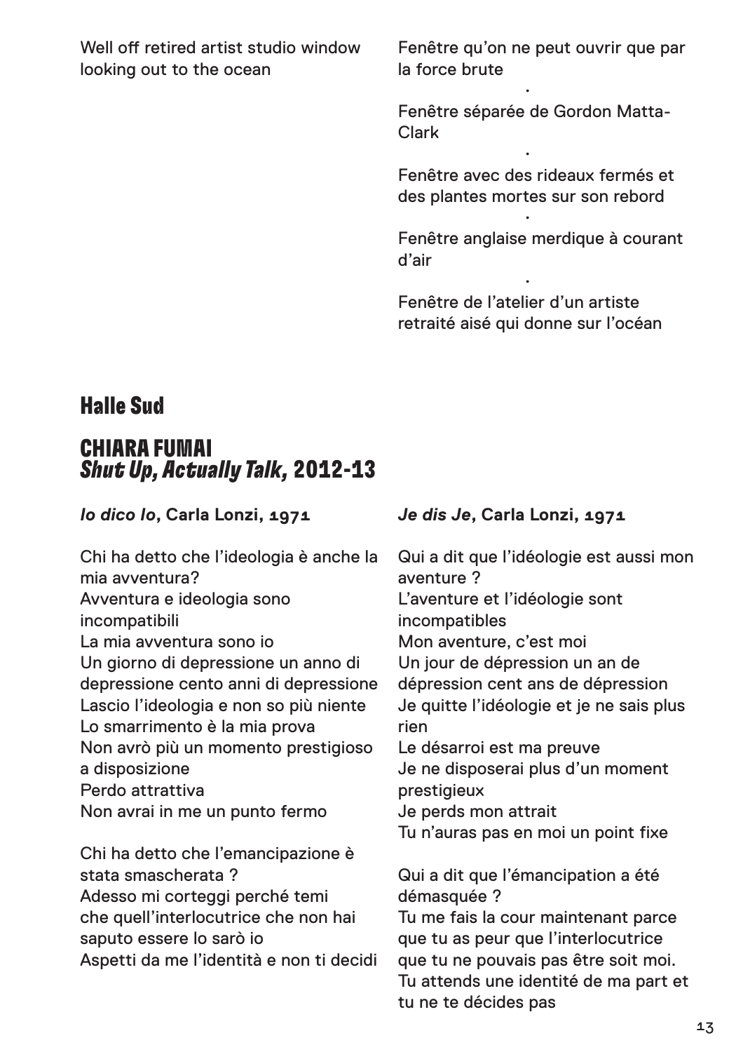Well off retired artist studio window looking out to the ocean

Fenêtre qu'on ne peut ouvrir que par la force brute

·

Fenêtre séparée de Gordon Matta-Clark

·

Fenêtre avec des rideaux fermés et des plantes mortes sur son rebord

·

Fenêtre anglaise merdique à courant d'air

·

Fenêtre de l'atelier d'un artiste retraité aisé qui donne sur l'océan

## Halle Sud

## CHIARA FUMAI
## *Shut Up, Actually Talk,* 2012-13

***Io dico Io*, Carla Lonzi, 1971**

Chi ha detto che l'ideologia è anche la mia avventura?
Avventura e ideologia sono incompatibili
La mia avventura sono io
Un giorno di depressione un anno di depressione cento anni di depressione
Lascio l'ideologia e non so più niente
Lo smarrimento è la mia prova
Non avrò più un momento prestigioso a disposizione
Perdo attrattiva
Non avrai in me un punto fermo

Chi ha detto che l'emancipazione è stata smascherata ?
Adesso mi corteggi perché temi
che quell'interlocutrice che non hai saputo essere lo sarò io
Aspetti da me l'identità e non ti decidi

***Je dis Je*, Carla Lonzi, 1971**

Qui a dit que l'idéologie est aussi mon aventure ?
L'aventure et l'idéologie sont incompatibles
Mon aventure, c'est moi
Un jour de dépression un an de dépression cent ans de dépression
Je quitte l'idéologie et je ne sais plus rien
Le désarroi est ma preuve
Je ne disposerai plus d'un moment prestigieux
Je perds mon attrait
Tu n'auras pas en moi un point fixe

Qui a dit que l'émancipation a été démasquée ?
Tu me fais la cour maintenant parce que tu as peur que l'interlocutrice que tu ne pouvais pas être soit moi.
Tu attends une identité de ma part et tu ne te décides pas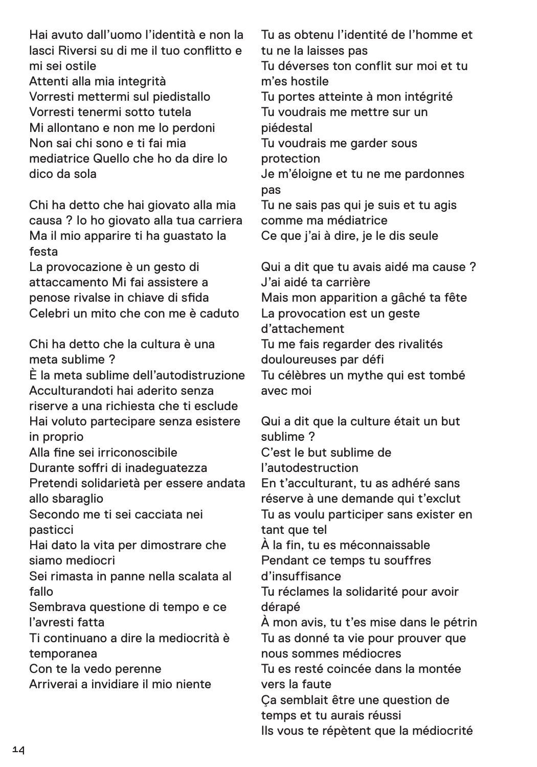Hai avuto dall'uomo l'identità e non la lasci Riversi su di me il tuo conflitto e mi sei ostile
Attenti alla mia integrità
Vorresti mettermi sul piedistallo
Vorresti tenermi sotto tutela
Mi allontano e non me lo perdoni
Non sai chi sono e ti fai mia mediatrice Quello che ho da dire lo dico da sola

Chi ha detto che hai giovato alla mia causa ? Io ho giovato alla tua carriera
Ma il mio apparire ti ha guastato la festa
La provocazione è un gesto di attaccamento Mi fai assistere a penose rivalse in chiave di sfida
Celebri un mito che con me è caduto

Chi ha detto che la cultura è una meta sublime ?
È la meta sublime dell'autodistruzione
Acculturandoti hai aderito senza riserve a una richiesta che ti esclude
Hai voluto partecipare senza esistere in proprio
Alla fine sei irriconoscibile
Durante soffri di inadeguatezza
Pretendi solidarietà per essere andata allo sbaraglio
Secondo me ti sei cacciata nei pasticci
Hai dato la vita per dimostrare che siamo mediocri
Sei rimasta in panne nella scalata al fallo
Sembrava questione di tempo e ce l'avresti fatta
Ti continuano a dire la mediocrità è temporanea
Con te la vedo perenne
Arriverai a invidiare il mio niente

Tu as obtenu l'identité de l'homme et tu ne la laisses pas
Tu déverses ton conflit sur moi et tu m'es hostile
Tu portes atteinte à mon intégrité
Tu voudrais me mettre sur un piédestal
Tu voudrais me garder sous protection
Je m'éloigne et tu ne me pardonnes pas
Tu ne sais pas qui je suis et tu agis comme ma médiatrice
Ce que j'ai à dire, je le dis seule

Qui a dit que tu avais aidé ma cause ?
J'ai aidé ta carrière
Mais mon apparition a gâché ta fête
La provocation est un geste d'attachement
Tu me fais regarder des rivalités douloureuses par défi
Tu célèbres un mythe qui est tombé avec moi

Qui a dit que la culture était un but sublime ?
C'est le but sublime de l'autodestruction
En t'acculturant, tu as adhéré sans réserve à une demande qui t'exclut
Tu as voulu participer sans exister en tant que tel
À la fin, tu es méconnaissable
Pendant ce temps tu souffres d'insuffisance
Tu réclames la solidarité pour avoir dérapé
À mon avis, tu t'es mise dans le pétrin
Tu as donné ta vie pour prouver que nous sommes médiocres
Tu es resté coincée dans la montée vers la faute
Ça semblait être une question de temps et tu aurais réussi
Ils vous te répètent que la médiocrité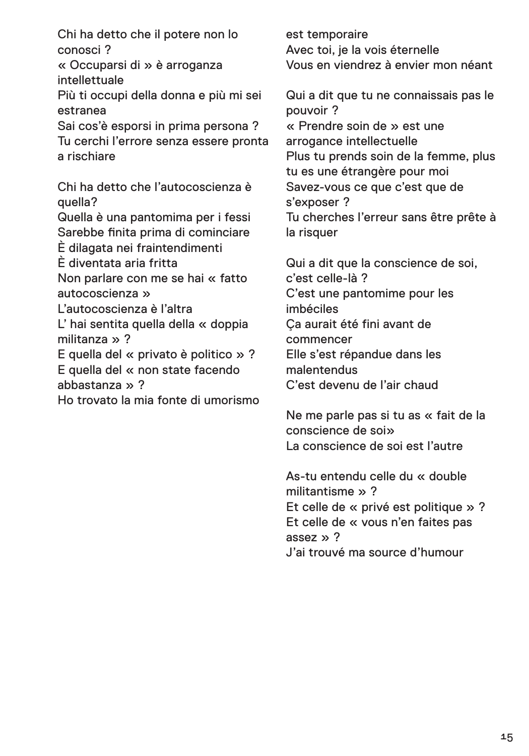Chi ha detto che il potere non lo conosci ?
« Occuparsi di » è arroganza intellettuale
Più ti occupi della donna e più mi sei estranea
Sai cos'è esporsi in prima persona ?
Tu cerchi l'errore senza essere pronta a rischiare

Chi ha detto che l'autocoscienza è quella?
Quella è una pantomima per i fessi
Sarebbe finita prima di cominciare
È dilagata nei fraintendimenti
È diventata aria fritta
Non parlare con me se hai « fatto autocoscienza »
L'autocoscienza è l'altra
L' hai sentita quella della « doppia militanza » ?
E quella del « privato è politico » ?
E quella del « non state facendo abbastanza » ?
Ho trovato la mia fonte di umorismo

est temporaire
Avec toi, je la vois éternelle
Vous en viendrez à envier mon néant

Qui a dit que tu ne connaissais pas le pouvoir ?
« Prendre soin de » est une arrogance intellectuelle
Plus tu prends soin de la femme, plus tu es une étrangère pour moi
Savez-vous ce que c'est que de s'exposer ?
Tu cherches l'erreur sans être prête à la risquer

Qui a dit que la conscience de soi, c'est celle-là ?
C'est une pantomime pour les imbéciles
Ça aurait été fini avant de commencer
Elle s'est répandue dans les malentendus
C'est devenu de l'air chaud

Ne me parle pas si tu as « fait de la conscience de soi»
La conscience de soi est l'autre

As-tu entendu celle du « double militantisme » ?
Et celle de « privé est politique » ?
Et celle de « vous n'en faites pas assez » ?
J'ai trouvé ma source d'humour